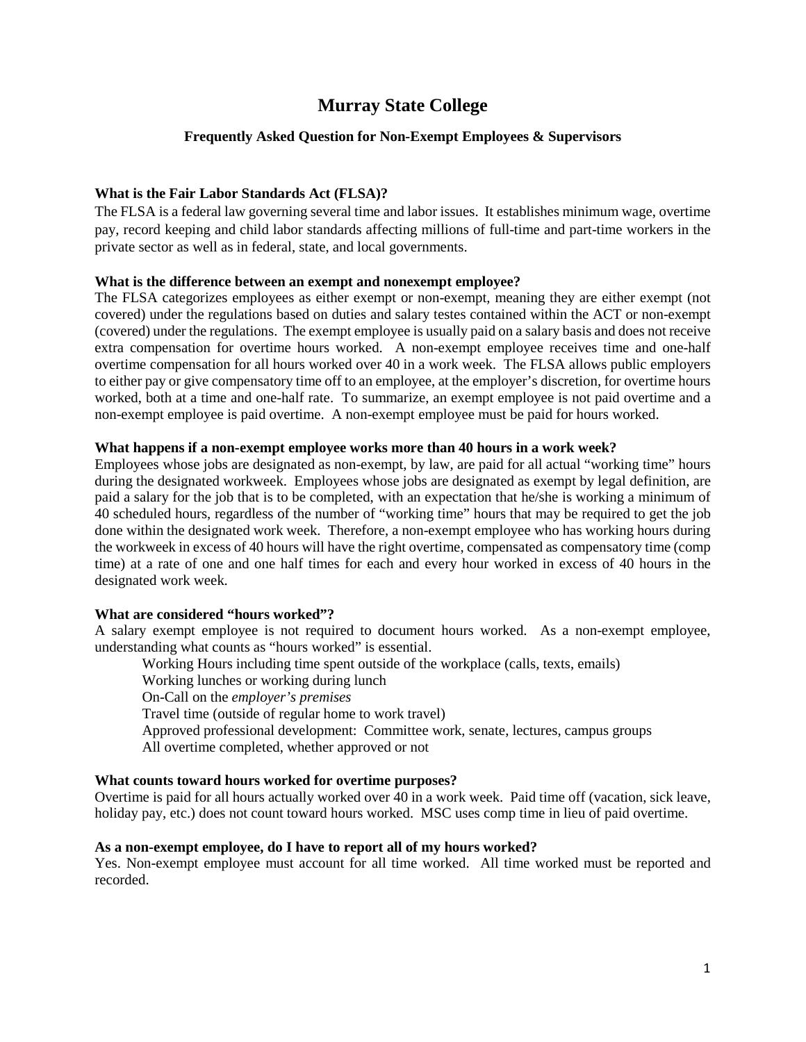# Murray State College

## Frequently Asked Question for Non-Exempt Employees & Supervisors

**What is the Fair Labor Standards Act (FLSA)?**

The FLSA is a federal law governing several time and labor issues. It establishes minimum wage, overtime pay, record keeping and child labor standards affecting millions of full-time and part-time workers in the private sector as well as in federal, state, and local governments.

**What is the difference between an exempt and nonexempt employee?**

The FLSA categorizes employees as either exempt or non-exempt, meaning they are either exempt (not covered) under the regulations based on duties and salary testes contained within the ACT or non-exempt (covered) under the regulations. The exempt employee is usually paid on a salary basis and does not receive extra compensation for overtime hours worked. A non-exempt employee receives time and one-half overtime compensation for all hours worked over 40 in a work week. The FLSA allows public employers to either pay or give compensatory time off to an employee, at the employer's discretion, for overtime hours worked, both at a time and one-half rate. To summarize, an exempt employee is not paid overtime and a non-exempt employee is paid overtime. A non-exempt employee must be paid for hours worked.

**What happens if a non-exempt employee works more than 40 hours in a work week?**

Employees whose jobs are designated as non-exempt, by law, are paid for all actual "working time" hours during the designated workweek. Employees whose jobs are designated as exempt by legal definition, are paid a salary for the job that is to be completed, with an expectation that he/she is working a minimum of 40 scheduled hours, regardless of the number of "working time" hours that may be required to get the job done within the designated work week. Therefore, a non-exempt employee who has working hours during the workweek in excess of 40 hours will have the right overtime, compensated as compensatory time (comp time) at a rate of one and one half times for each and every hour worked in excess of 40 hours in the designated work week.

**What are considered "hours worked"?**

A salary exempt employee is not required to document hours worked. As a non-exempt employee, understanding what counts as "hours worked" is essential.

- Working Hours including time spent outside of the workplace (calls, texts, emails)
- Working lunches or working during lunch
- On-Call on the *employer's premises*
- Travel time (outside of regular home to work travel)
- Approved professional development: Committee work, senate, lectures, campus groups
- All overtime completed, whether approved or not

**What counts toward hours worked for overtime purposes?**

Overtime is paid for all hours actually worked over 40 in a work week. Paid time off (vacation, sick leave, holiday pay, etc.) does not count toward hours worked. MSC uses comp time in lieu of paid overtime.

**As a non-exempt employee, do I have to report all of my hours worked?**

Yes. Non-exempt employee must account for all time worked. All time worked must be reported and recorded.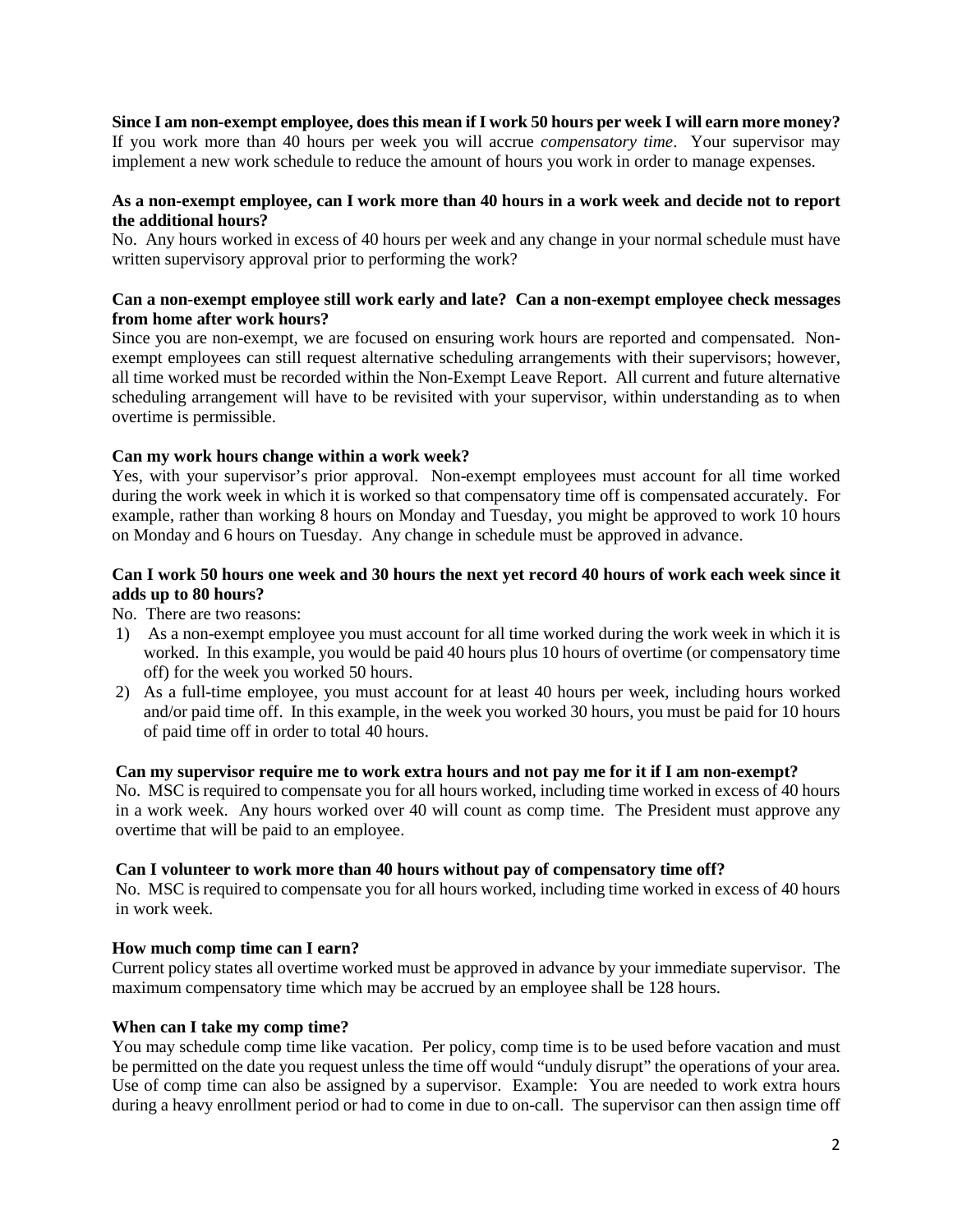**Since I am non-exempt employee, does this mean if I work 50 hours per week I will earn more money?**
If you work more than 40 hours per week you will accrue *compensatory time*. Your supervisor may implement a new work schedule to reduce the amount of hours you work in order to manage expenses.

**As a non-exempt employee, can I work more than 40 hours in a work week and decide not to report the additional hours?**
No. Any hours worked in excess of 40 hours per week and any change in your normal schedule must have written supervisory approval prior to performing the work?

**Can a non-exempt employee still work early and late? Can a non-exempt employee check messages from home after work hours?**
Since you are non-exempt, we are focused on ensuring work hours are reported and compensated. Non-exempt employees can still request alternative scheduling arrangements with their supervisors; however, all time worked must be recorded within the Non-Exempt Leave Report. All current and future alternative scheduling arrangement will have to be revisited with your supervisor, within understanding as to when overtime is permissible.

**Can my work hours change within a work week?**
Yes, with your supervisor's prior approval. Non-exempt employees must account for all time worked during the work week in which it is worked so that compensatory time off is compensated accurately. For example, rather than working 8 hours on Monday and Tuesday, you might be approved to work 10 hours on Monday and 6 hours on Tuesday. Any change in schedule must be approved in advance.

**Can I work 50 hours one week and 30 hours the next yet record 40 hours of work each week since it adds up to 80 hours?**
No. There are two reasons:

1) As a non-exempt employee you must account for all time worked during the work week in which it is worked. In this example, you would be paid 40 hours plus 10 hours of overtime (or compensatory time off) for the week you worked 50 hours.
2) As a full-time employee, you must account for at least 40 hours per week, including hours worked and/or paid time off. In this example, in the week you worked 30 hours, you must be paid for 10 hours of paid time off in order to total 40 hours.

**Can my supervisor require me to work extra hours and not pay me for it if I am non-exempt?**
No. MSC is required to compensate you for all hours worked, including time worked in excess of 40 hours in a work week. Any hours worked over 40 will count as comp time. The President must approve any overtime that will be paid to an employee.

**Can I volunteer to work more than 40 hours without pay of compensatory time off?**
No. MSC is required to compensate you for all hours worked, including time worked in excess of 40 hours in work week.

**How much comp time can I earn?**
Current policy states all overtime worked must be approved in advance by your immediate supervisor. The maximum compensatory time which may be accrued by an employee shall be 128 hours.

**When can I take my comp time?**
You may schedule comp time like vacation. Per policy, comp time is to be used before vacation and must be permitted on the date you request unless the time off would "unduly disrupt" the operations of your area. Use of comp time can also be assigned by a supervisor. Example: You are needed to work extra hours during a heavy enrollment period or had to come in due to on-call. The supervisor can then assign time off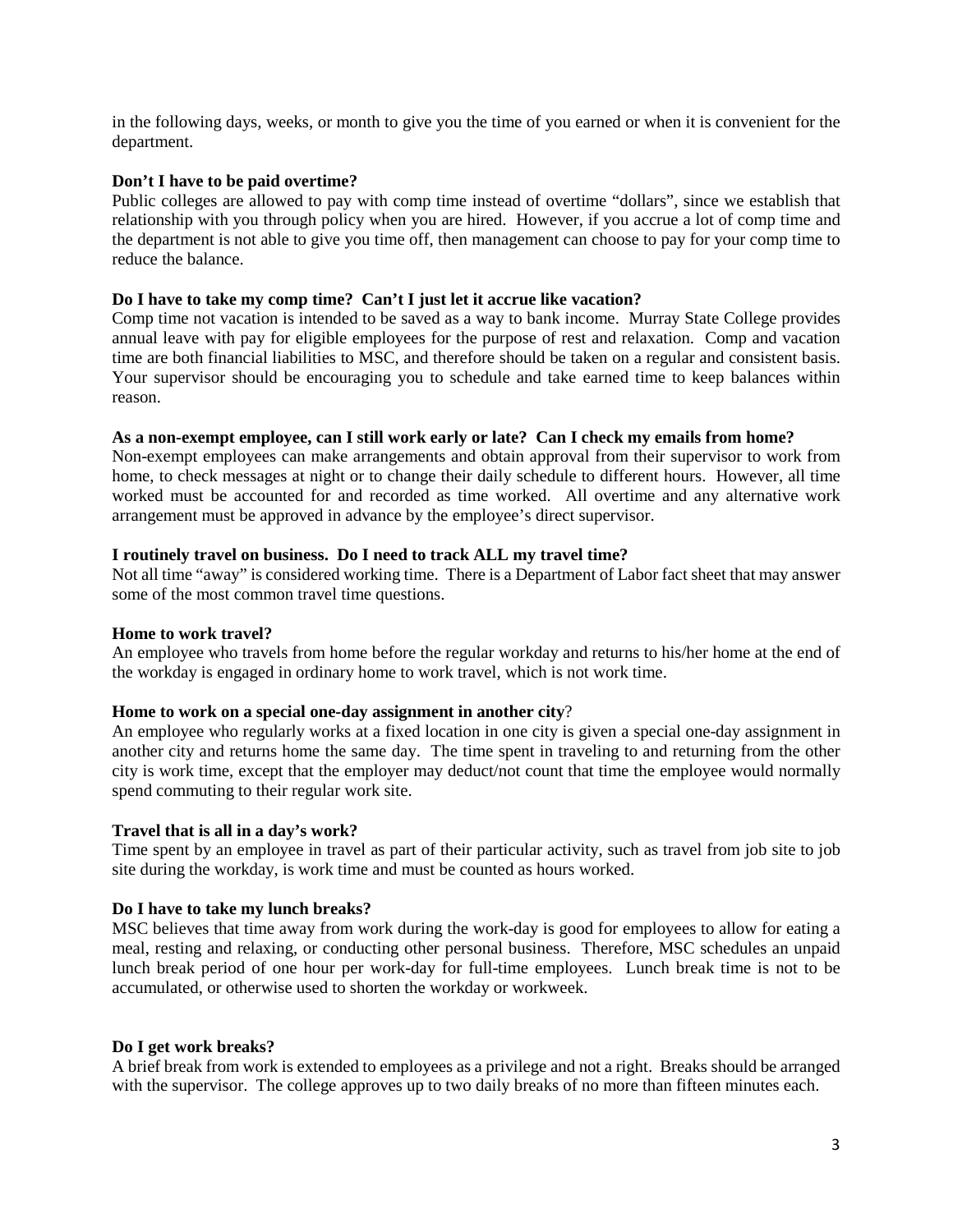in the following days, weeks, or month to give you the time of you earned or when it is convenient for the department.

**Don't I have to be paid overtime?**
Public colleges are allowed to pay with comp time instead of overtime "dollars", since we establish that relationship with you through policy when you are hired. However, if you accrue a lot of comp time and the department is not able to give you time off, then management can choose to pay for your comp time to reduce the balance.

**Do I have to take my comp time? Can't I just let it accrue like vacation?**
Comp time not vacation is intended to be saved as a way to bank income. Murray State College provides annual leave with pay for eligible employees for the purpose of rest and relaxation. Comp and vacation time are both financial liabilities to MSC, and therefore should be taken on a regular and consistent basis. Your supervisor should be encouraging you to schedule and take earned time to keep balances within reason.

**As a non-exempt employee, can I still work early or late? Can I check my emails from home?**
Non-exempt employees can make arrangements and obtain approval from their supervisor to work from home, to check messages at night or to change their daily schedule to different hours. However, all time worked must be accounted for and recorded as time worked. All overtime and any alternative work arrangement must be approved in advance by the employee's direct supervisor.

**I routinely travel on business. Do I need to track ALL my travel time?**
Not all time "away" is considered working time. There is a Department of Labor fact sheet that may answer some of the most common travel time questions.

**Home to work travel?**
An employee who travels from home before the regular workday and returns to his/her home at the end of the workday is engaged in ordinary home to work travel, which is not work time.

**Home to work on a special one-day assignment in another city**?
An employee who regularly works at a fixed location in one city is given a special one-day assignment in another city and returns home the same day. The time spent in traveling to and returning from the other city is work time, except that the employer may deduct/not count that time the employee would normally spend commuting to their regular work site.

**Travel that is all in a day's work?**
Time spent by an employee in travel as part of their particular activity, such as travel from job site to job site during the workday, is work time and must be counted as hours worked.

**Do I have to take my lunch breaks?**
MSC believes that time away from work during the work-day is good for employees to allow for eating a meal, resting and relaxing, or conducting other personal business. Therefore, MSC schedules an unpaid lunch break period of one hour per work-day for full-time employees. Lunch break time is not to be accumulated, or otherwise used to shorten the workday or workweek.

**Do I get work breaks?**
A brief break from work is extended to employees as a privilege and not a right. Breaks should be arranged with the supervisor. The college approves up to two daily breaks of no more than fifteen minutes each.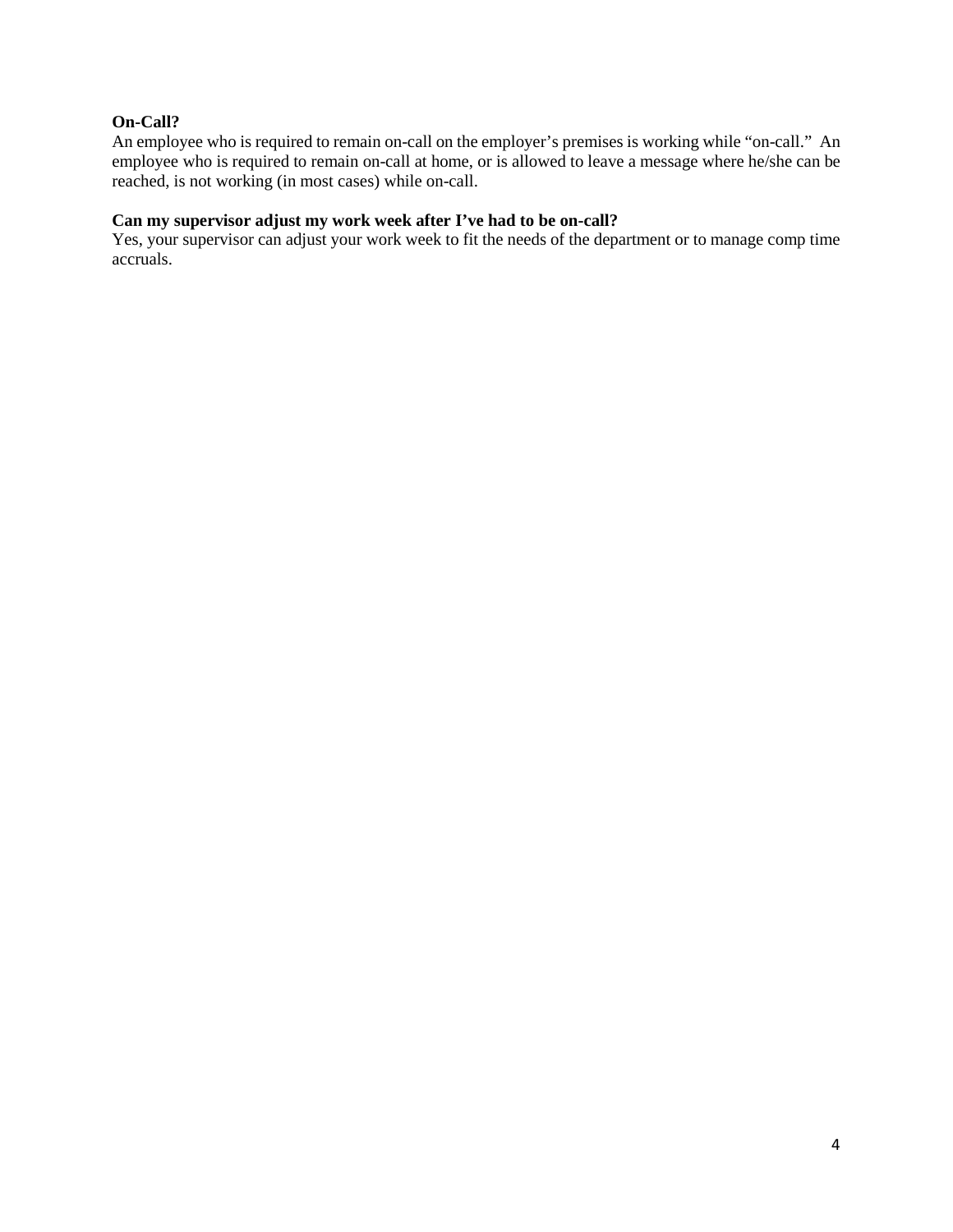**On-Call?**

An employee who is required to remain on-call on the employer's premises is working while "on-call." An employee who is required to remain on-call at home, or is allowed to leave a message where he/she can be reached, is not working (in most cases) while on-call.

**Can my supervisor adjust my work week after I've had to be on-call?**

Yes, your supervisor can adjust your work week to fit the needs of the department or to manage comp time accruals.